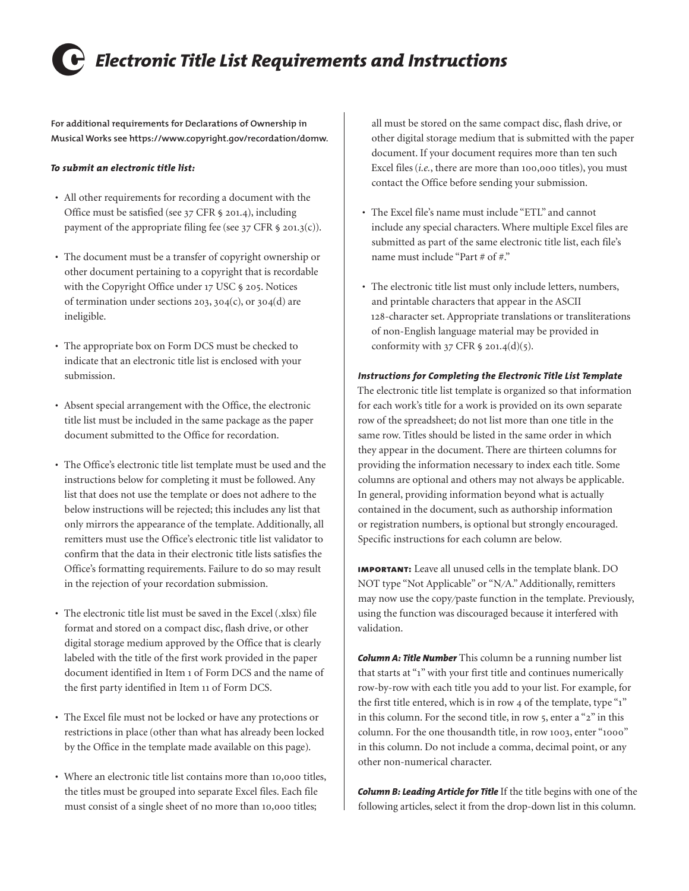# Electronic Title List Requirements and Instructions

**For additional requirements for Declarations of Ownership in Musical Works see https://www.copyright.gov/recordation/domw.**

***To submit an electronic title list:***

- All other requirements for recording a document with the Office must be satisfied (see 37 CFR § 201.4), including payment of the appropriate filing fee (see 37 CFR § 201.3(c)).
- The document must be a transfer of copyright ownership or other document pertaining to a copyright that is recordable with the Copyright Office under 17 USC § 205. Notices of termination under sections 203, 304(c), or 304(d) are ineligible.
- The appropriate box on Form DCS must be checked to indicate that an electronic title list is enclosed with your submission.
- Absent special arrangement with the Office, the electronic title list must be included in the same package as the paper document submitted to the Office for recordation.
- The Office's electronic title list template must be used and the instructions below for completing it must be followed. Any list that does not use the template or does not adhere to the below instructions will be rejected; this includes any list that only mirrors the appearance of the template. Additionally, all remitters must use the Office's electronic title list validator to confirm that the data in their electronic title lists satisfies the Office's formatting requirements. Failure to do so may result in the rejection of your recordation submission.
- The electronic title list must be saved in the Excel (.xlsx) file format and stored on a compact disc, flash drive, or other digital storage medium approved by the Office that is clearly labeled with the title of the first work provided in the paper document identified in Item 1 of Form DCS and the name of the first party identified in Item 11 of Form DCS.
- The Excel file must not be locked or have any protections or restrictions in place (other than what has already been locked by the Office in the template made available on this page).
- Where an electronic title list contains more than 10,000 titles, the titles must be grouped into separate Excel files. Each file must consist of a single sheet of no more than 10,000 titles; all must be stored on the same compact disc, flash drive, or other digital storage medium that is submitted with the paper document. If your document requires more than ten such Excel files (*i.e.*, there are more than 100,000 titles), you must contact the Office before sending your submission.
- The Excel file's name must include "ETL" and cannot include any special characters. Where multiple Excel files are submitted as part of the same electronic title list, each file's name must include "Part # of #."
- The electronic title list must only include letters, numbers, and printable characters that appear in the ASCII 128-character set. Appropriate translations or transliterations of non-English language material may be provided in conformity with 37 CFR § 201.4(d)(5).

***Instructions for Completing the Electronic Title List Template***

The electronic title list template is organized so that information for each work's title for a work is provided on its own separate row of the spreadsheet; do not list more than one title in the same row. Titles should be listed in the same order in which they appear in the document. There are thirteen columns for providing the information necessary to index each title. Some columns are optional and others may not always be applicable. In general, providing information beyond what is actually contained in the document, such as authorship information or registration numbers, is optional but strongly encouraged. Specific instructions for each column are below.

**IMPORTANT:** Leave all unused cells in the template blank. DO NOT type "Not Applicable" or "N/A." Additionally, remitters may now use the copy/paste function in the template. Previously, using the function was discouraged because it interfered with validation.

***Column A: Title Number*** This column be a running number list that starts at "1" with your first title and continues numerically row-by-row with each title you add to your list. For example, for the first title entered, which is in row 4 of the template, type "1" in this column. For the second title, in row 5, enter a "2" in this column. For the one thousandth title, in row 1003, enter "1000" in this column. Do not include a comma, decimal point, or any other non-numerical character.

***Column B: Leading Article for Title*** If the title begins with one of the following articles, select it from the drop-down list in this column.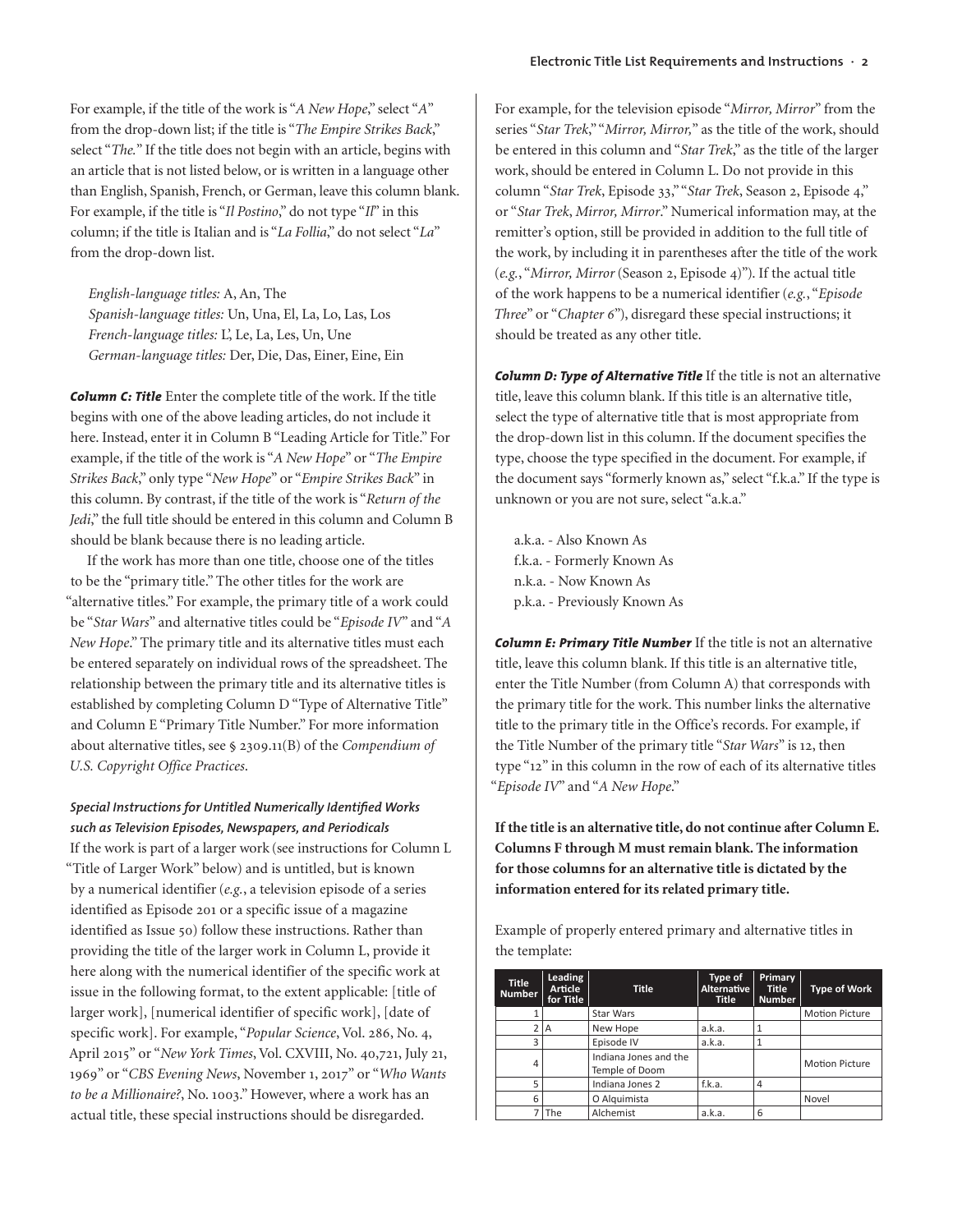For example, if the title of the work is "*A New Hope*," select "*A*" from the drop-down list; if the title is "*The Empire Strikes Back*," select "*The.*" If the title does not begin with an article, begins with an article that is not listed below, or is written in a language other than English, Spanish, French, or German, leave this column blank. For example, if the title is "*Il Postino*," do not type "*Il*" in this column; if the title is Italian and is "*La Follia*," do not select "*La*" from the drop-down list.

*English-language titles:* A, An, The
*Spanish-language titles:* Un, Una, El, La, Lo, Las, Los
*French-language titles:* L', Le, La, Les, Un, Une
*German-language titles:* Der, Die, Das, Einer, Eine, Ein

***Column C: Title*** Enter the complete title of the work. If the title begins with one of the above leading articles, do not include it here. Instead, enter it in Column B "Leading Article for Title." For example, if the title of the work is "*A New Hope*" or "*The Empire Strikes Back*," only type "*New Hope*" or "*Empire Strikes Back*" in this column. By contrast, if the title of the work is "*Return of the Jedi*," the full title should be entered in this column and Column B should be blank because there is no leading article.

If the work has more than one title, choose one of the titles to be the "primary title." The other titles for the work are "alternative titles." For example, the primary title of a work could be "*Star Wars*" and alternative titles could be "*Episode IV*" and "*A New Hope*." The primary title and its alternative titles must each be entered separately on individual rows of the spreadsheet. The relationship between the primary title and its alternative titles is established by completing Column D "Type of Alternative Title" and Column E "Primary Title Number." For more information about alternative titles, see § 2309.11(B) of the *Compendium of U.S. Copyright Office Practices*.

***Special Instructions for Untitled Numerically Identified Works such as Television Episodes, Newspapers, and Periodicals***

If the work is part of a larger work (see instructions for Column L "Title of Larger Work" below) and is untitled, but is known by a numerical identifier (*e.g.*, a television episode of a series identified as Episode 201 or a specific issue of a magazine identified as Issue 50) follow these instructions. Rather than providing the title of the larger work in Column L, provide it here along with the numerical identifier of the specific work at issue in the following format, to the extent applicable: [title of larger work], [numerical identifier of specific work], [date of specific work]. For example, "*Popular Science*, Vol. 286, No. 4, April 2015" or "*New York Times*, Vol. CXVIII, No. 40,721, July 21, 1969" or "*CBS Evening News*, November 1, 2017" or "*Who Wants to be a Millionaire?*, No. 1003." However, where a work has an actual title, these special instructions should be disregarded.

For example, for the television episode "*Mirror, Mirror*" from the series "*Star Trek*," "*Mirror, Mirror,*" as the title of the work, should be entered in this column and "*Star Trek*," as the title of the larger work, should be entered in Column L. Do not provide in this column "*Star Trek*, Episode 33," "*Star Trek*, Season 2, Episode 4," or "*Star Trek*, *Mirror, Mirror*." Numerical information may, at the remitter's option, still be provided in addition to the full title of the work, by including it in parentheses after the title of the work (*e.g.*, "*Mirror, Mirror* (Season 2, Episode 4)"). If the actual title of the work happens to be a numerical identifier (*e.g.*, "*Episode Three*" or "*Chapter 6*"), disregard these special instructions; it should be treated as any other title.

***Column D: Type of Alternative Title*** If the title is not an alternative title, leave this column blank. If this title is an alternative title, select the type of alternative title that is most appropriate from the drop-down list in this column. If the document specifies the type, choose the type specified in the document. For example, if the document says "formerly known as," select "f.k.a." If the type is unknown or you are not sure, select "a.k.a."

a.k.a. - Also Known As
f.k.a. - Formerly Known As
n.k.a. - Now Known As
p.k.a. - Previously Known As

***Column E: Primary Title Number*** If the title is not an alternative title, leave this column blank. If this title is an alternative title, enter the Title Number (from Column A) that corresponds with the primary title for the work. This number links the alternative title to the primary title in the Office's records. For example, if the Title Number of the primary title "*Star Wars*" is 12, then type "12" in this column in the row of each of its alternative titles "*Episode IV*" and "*A New Hope*."

**If the title is an alternative title, do not continue after Column E. Columns F through M must remain blank. The information for those columns for an alternative title is dictated by the information entered for its related primary title.**

Example of properly entered primary and alternative titles in the template:

| Title Number | Leading Article for Title | Title | Type of Alternative Title | Primary Title Number | Type of Work |
|---|---|---|---|---|---|
| 1 | | Star Wars | | | Motion Picture |
| 2 | A | New Hope | a.k.a. | 1 | |
| 3 | | Episode IV | a.k.a. | 1 | |
| 4 | | Indiana Jones and the Temple of Doom | | | Motion Picture |
| 5 | | Indiana Jones 2 | f.k.a. | 4 | |
| 6 | | O Alquimista | | | Novel |
| 7 | The | Alchemist | a.k.a. | 6 | |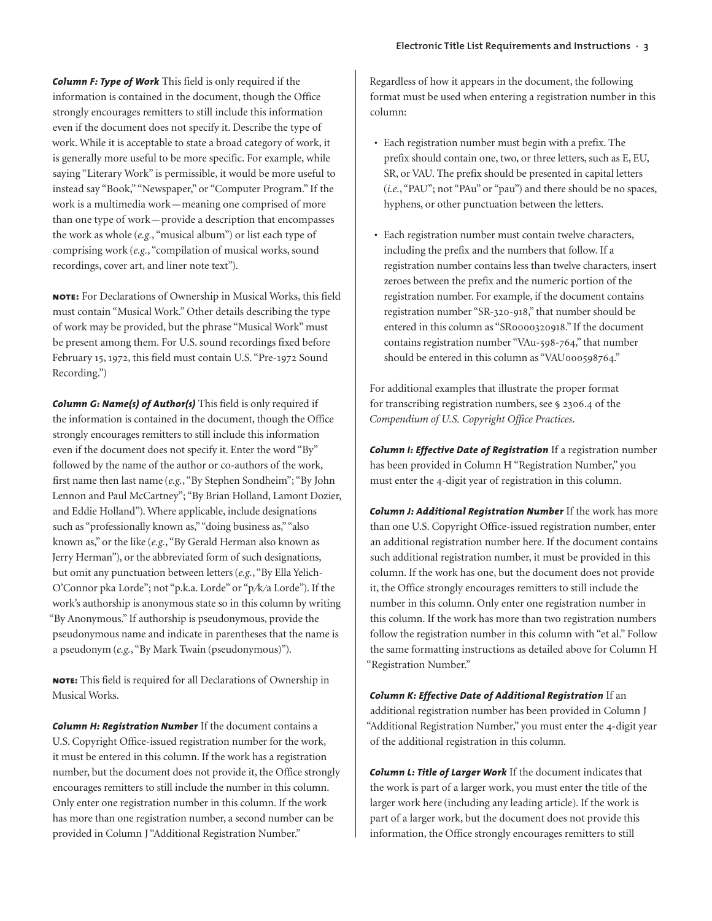***Column F: Type of Work*** This field is only required if the information is contained in the document, though the Office strongly encourages remitters to still include this information even if the document does not specify it. Describe the type of work. While it is acceptable to state a broad category of work, it is generally more useful to be more specific. For example, while saying "Literary Work" is permissible, it would be more useful to instead say "Book," "Newspaper," or "Computer Program." If the work is a multimedia work—meaning one comprised of more than one type of work—provide a description that encompasses the work as whole (*e.g.*, "musical album") or list each type of comprising work (*e.g.*, "compilation of musical works, sound recordings, cover art, and liner note text").

**NOTE:** For Declarations of Ownership in Musical Works, this field must contain "Musical Work." Other details describing the type of work may be provided, but the phrase "Musical Work" must be present among them. For U.S. sound recordings fixed before February 15, 1972, this field must contain U.S. "Pre-1972 Sound Recording.")

***Column G: Name(s) of Author(s)*** This field is only required if the information is contained in the document, though the Office strongly encourages remitters to still include this information even if the document does not specify it. Enter the word "By" followed by the name of the author or co-authors of the work, first name then last name (*e.g.*, "By Stephen Sondheim"; "By John Lennon and Paul McCartney"; "By Brian Holland, Lamont Dozier, and Eddie Holland"). Where applicable, include designations such as "professionally known as," "doing business as," "also known as," or the like (*e.g.*, "By Gerald Herman also known as Jerry Herman"), or the abbreviated form of such designations, but omit any punctuation between letters (*e.g.*, "By Ella Yelich-O'Connor pka Lorde"; not "p.k.a. Lorde" or "p/k/a Lorde"). If the work's authorship is anonymous state so in this column by writing "By Anonymous." If authorship is pseudonymous, provide the pseudonymous name and indicate in parentheses that the name is a pseudonym (*e.g.*, "By Mark Twain (pseudonymous)").

**NOTE:** This field is required for all Declarations of Ownership in Musical Works.

***Column H: Registration Number*** If the document contains a U.S. Copyright Office-issued registration number for the work, it must be entered in this column. If the work has a registration number, but the document does not provide it, the Office strongly encourages remitters to still include the number in this column. Only enter one registration number in this column. If the work has more than one registration number, a second number can be provided in Column J "Additional Registration Number."

Regardless of how it appears in the document, the following format must be used when entering a registration number in this column:

- Each registration number must begin with a prefix. The prefix should contain one, two, or three letters, such as E, EU, SR, or VAU. The prefix should be presented in capital letters (*i.e.*, "PAU"; not "PAu" or "pau") and there should be no spaces, hyphens, or other punctuation between the letters.
- Each registration number must contain twelve characters, including the prefix and the numbers that follow. If a registration number contains less than twelve characters, insert zeroes between the prefix and the numeric portion of the registration number. For example, if the document contains registration number "SR-320-918," that number should be entered in this column as "SR0000320918." If the document contains registration number "VAu-598-764," that number should be entered in this column as "VAU000598764."

For additional examples that illustrate the proper format for transcribing registration numbers, see § 2306.4 of the *Compendium of U.S. Copyright Office Practices*.

***Column I: Effective Date of Registration*** If a registration number has been provided in Column H "Registration Number," you must enter the 4-digit year of registration in this column.

***Column J: Additional Registration Number*** If the work has more than one U.S. Copyright Office-issued registration number, enter an additional registration number here. If the document contains such additional registration number, it must be provided in this column. If the work has one, but the document does not provide it, the Office strongly encourages remitters to still include the number in this column. Only enter one registration number in this column. If the work has more than two registration numbers follow the registration number in this column with "et al." Follow the same formatting instructions as detailed above for Column H "Registration Number."

***Column K: Effective Date of Additional Registration*** If an additional registration number has been provided in Column J "Additional Registration Number," you must enter the 4-digit year of the additional registration in this column.

***Column L: Title of Larger Work*** If the document indicates that the work is part of a larger work, you must enter the title of the larger work here (including any leading article). If the work is part of a larger work, but the document does not provide this information, the Office strongly encourages remitters to still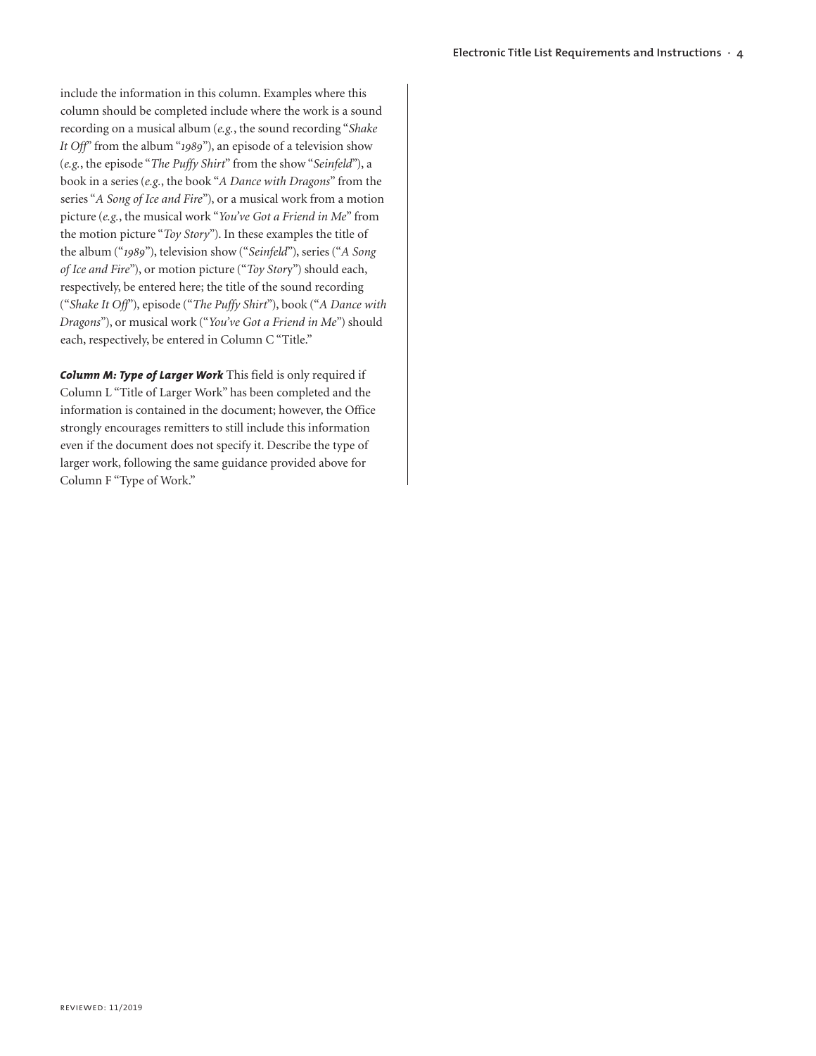include the information in this column. Examples where this column should be completed include where the work is a sound recording on a musical album (*e.g.*, the sound recording "*Shake It Off*" from the album "*1989*"), an episode of a television show (*e.g.*, the episode "*The Puffy Shirt*" from the show "*Seinfeld*"), a book in a series (*e.g.*, the book "*A Dance with Dragons*" from the series "*A Song of Ice and Fire*"), or a musical work from a motion picture (*e.g.*, the musical work "*You've Got a Friend in Me*" from the motion picture "*Toy Story*"). In these examples the title of the album ("*1989*"), television show ("*Seinfeld*"), series ("*A Song of Ice and Fire*"), or motion picture ("*Toy Story*") should each, respectively, be entered here; the title of the sound recording ("*Shake It Off*"), episode ("*The Puffy Shirt*"), book ("*A Dance with Dragons*"), or musical work ("*You've Got a Friend in Me*") should each, respectively, be entered in Column C "Title."

***Column M: Type of Larger Work*** This field is only required if Column L "Title of Larger Work" has been completed and the information is contained in the document; however, the Office strongly encourages remitters to still include this information even if the document does not specify it. Describe the type of larger work, following the same guidance provided above for Column F "Type of Work."